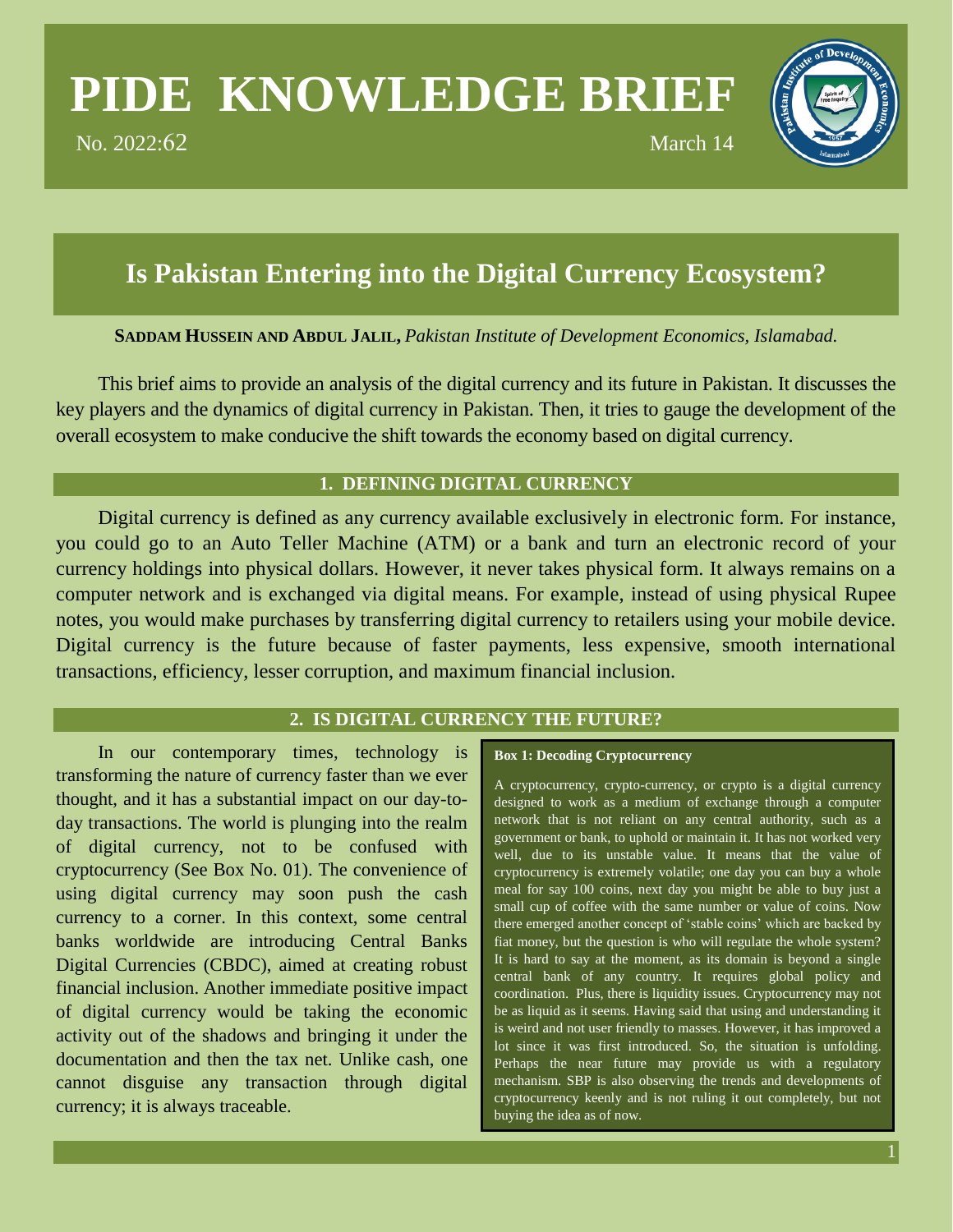# PIDE KNOWLEDGE BRIEF

No. 2022:62 March 14

## Is Pakistan Entering into the Digital Currency Ecosystem?

**SADDAM HUSSEIN AND ABDUL JALIL,** *Pakistan Institute of Development Economics, Islamabad.*

This brief aims to provide an analysis of the digital currency and its future in Pakistan. It discusses the key players and the dynamics of digital currency in Pakistan. Then, it tries to gauge the development of the overall ecosystem to make conducive the shift towards the economy based on digital currency.

### 1. DEFINING DIGITAL CURRENCY

Digital currency is defined as any currency available exclusively in electronic form. For instance, you could go to an Auto Teller Machine (ATM) or a bank and turn an electronic record of your currency holdings into physical dollars. However, it never takes physical form. It always remains on a computer network and is exchanged via digital means. For example, instead of using physical Rupee notes, you would make purchases by transferring digital currency to retailers using your mobile device. Digital currency is the future because of faster payments, less expensive, smooth international transactions, efficiency, lesser corruption, and maximum financial inclusion.

### 2. IS DIGITAL CURRENCY THE FUTURE?

In our contemporary times, technology is transforming the nature of currency faster than we ever thought, and it has a substantial impact on our day-to-day transactions. The world is plunging into the realm of digital currency, not to be confused with cryptocurrency (See Box No. 01). The convenience of using digital currency may soon push the cash currency to a corner. In this context, some central banks worldwide are introducing Central Banks Digital Currencies (CBDC), aimed at creating robust financial inclusion. Another immediate positive impact of digital currency would be taking the economic activity out of the shadows and bringing it under the documentation and then the tax net. Unlike cash, one cannot disguise any transaction through digital currency; it is always traceable.

**Box 1: Decoding Cryptocurrency**

A cryptocurrency, crypto-currency, or crypto is a digital currency designed to work as a medium of exchange through a computer network that is not reliant on any central authority, such as a government or bank, to uphold or maintain it. It has not worked very well, due to its unstable value. It means that the value of cryptocurrency is extremely volatile; one day you can buy a whole meal for say 100 coins, next day you might be able to buy just a small cup of coffee with the same number or value of coins. Now there emerged another concept of 'stable coins' which are backed by fiat money, but the question is who will regulate the whole system? It is hard to say at the moment, as its domain is beyond a single central bank of any country. It requires global policy and coordination. Plus, there is liquidity issues. Cryptocurrency may not be as liquid as it seems. Having said that using and understanding it is weird and not user friendly to masses. However, it has improved a lot since it was first introduced. So, the situation is unfolding. Perhaps the near future may provide us with a regulatory mechanism. SBP is also observing the trends and developments of cryptocurrency keenly and is not ruling it out completely, but not buying the idea as of now.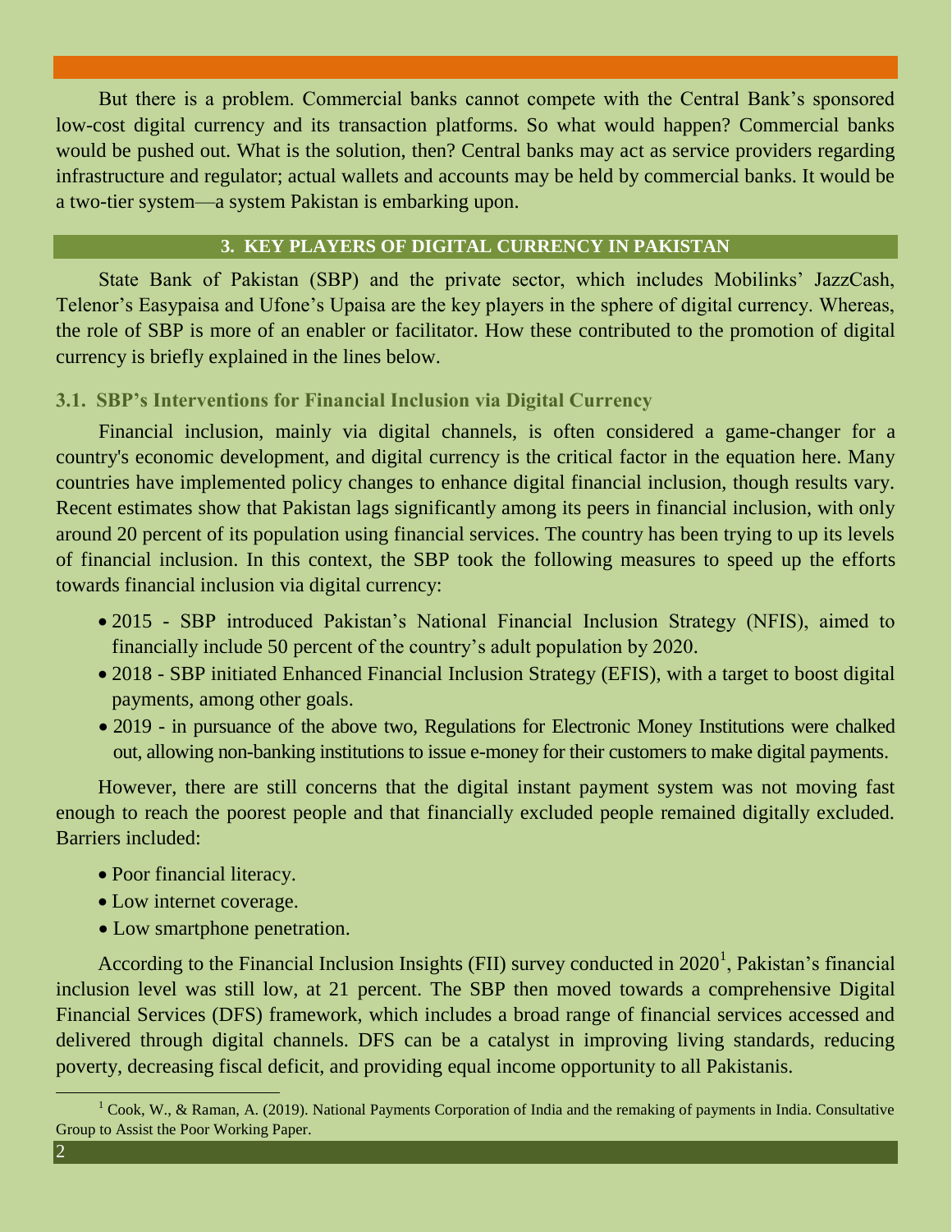But there is a problem. Commercial banks cannot compete with the Central Bank's sponsored low-cost digital currency and its transaction platforms. So what would happen? Commercial banks would be pushed out. What is the solution, then? Central banks may act as service providers regarding infrastructure and regulator; actual wallets and accounts may be held by commercial banks. It would be a two-tier system—a system Pakistan is embarking upon.

## 3. KEY PLAYERS OF DIGITAL CURRENCY IN PAKISTAN

State Bank of Pakistan (SBP) and the private sector, which includes Mobilinks' JazzCash, Telenor's Easypaisa and Ufone's Upaisa are the key players in the sphere of digital currency. Whereas, the role of SBP is more of an enabler or facilitator. How these contributed to the promotion of digital currency is briefly explained in the lines below.

### 3.1. SBP's Interventions for Financial Inclusion via Digital Currency

Financial inclusion, mainly via digital channels, is often considered a game-changer for a country's economic development, and digital currency is the critical factor in the equation here. Many countries have implemented policy changes to enhance digital financial inclusion, though results vary. Recent estimates show that Pakistan lags significantly among its peers in financial inclusion, with only around 20 percent of its population using financial services. The country has been trying to up its levels of financial inclusion. In this context, the SBP took the following measures to speed up the efforts towards financial inclusion via digital currency:

- 2015 - SBP introduced Pakistan's National Financial Inclusion Strategy (NFIS), aimed to financially include 50 percent of the country's adult population by 2020.
- 2018 - SBP initiated Enhanced Financial Inclusion Strategy (EFIS), with a target to boost digital payments, among other goals.
- 2019 - in pursuance of the above two, Regulations for Electronic Money Institutions were chalked out, allowing non-banking institutions to issue e-money for their customers to make digital payments.

However, there are still concerns that the digital instant payment system was not moving fast enough to reach the poorest people and that financially excluded people remained digitally excluded. Barriers included:

- Poor financial literacy.
- Low internet coverage.
- Low smartphone penetration.

According to the Financial Inclusion Insights (FII) survey conducted in 2020[1], Pakistan's financial inclusion level was still low, at 21 percent. The SBP then moved towards a comprehensive Digital Financial Services (DFS) framework, which includes a broad range of financial services accessed and delivered through digital channels. DFS can be a catalyst in improving living standards, reducing poverty, decreasing fiscal deficit, and providing equal income opportunity to all Pakistanis.

[1] Cook, W., & Raman, A. (2019). National Payments Corporation of India and the remaking of payments in India. Consultative Group to Assist the Poor Working Paper.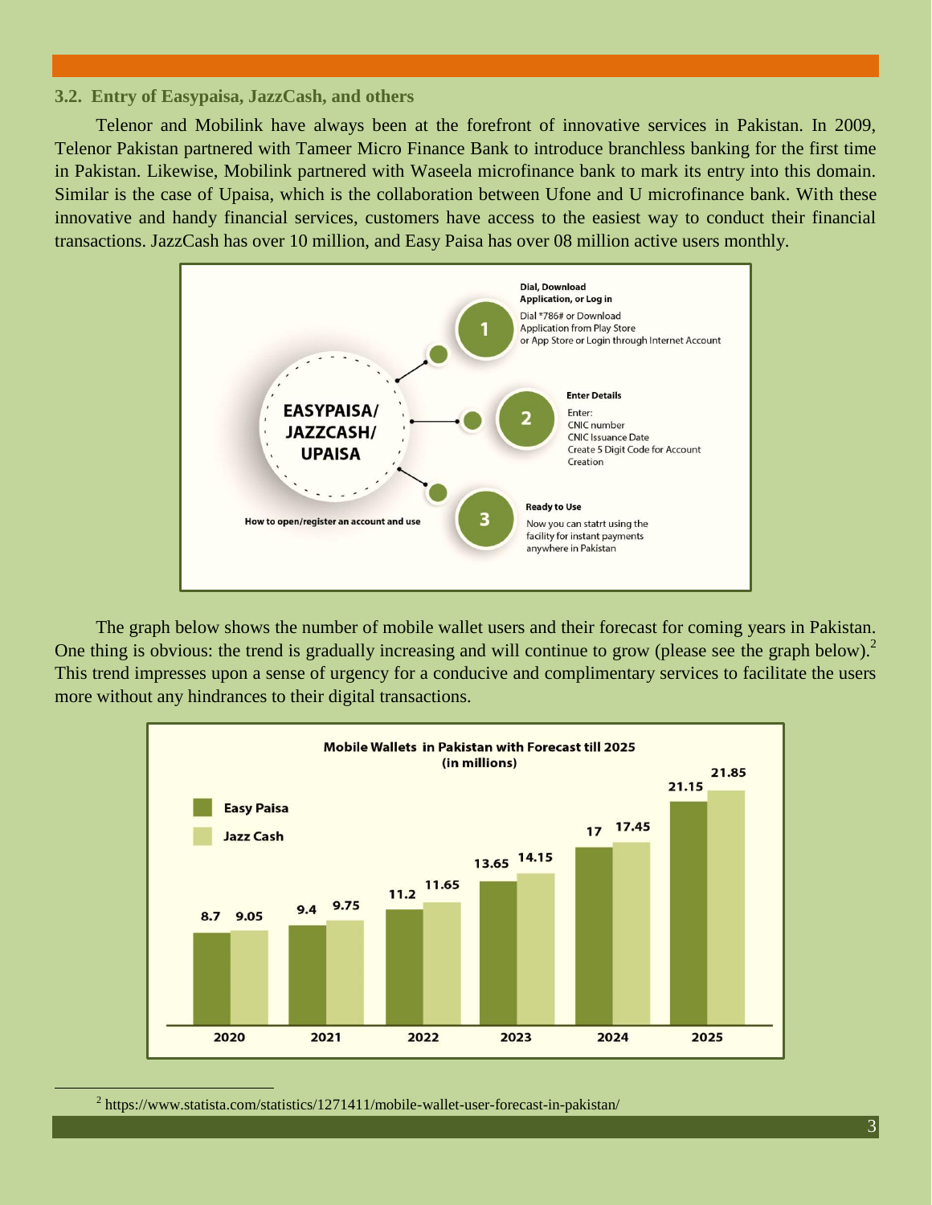### 3.2. Entry of Easypaisa, JazzCash, and others

Telenor and Mobilink have always been at the forefront of innovative services in Pakistan. In 2009, Telenor Pakistan partnered with Tameer Micro Finance Bank to introduce branchless banking for the first time in Pakistan. Likewise, Mobilink partnered with Waseela microfinance bank to mark its entry into this domain. Similar is the case of Upaisa, which is the collaboration between Ufone and U microfinance bank. With these innovative and handy financial services, customers have access to the easiest way to conduct their financial transactions. JazzCash has over 10 million, and Easy Paisa has over 08 million active users monthly.

**EASYPAISA/ JAZZCASH/ UPAISA**

How to open/register an account and use

1. **Dial, Download Application, or Log in**
   Dial *786# or Download Application from Play Store or App Store or Login through Internet Account
2. **Enter Details**
   Enter:
   CNIC number
   CNIC Issuance Date
   Create 5 Digit Code for Account Creation
3. **Ready to Use**
   Now you can statrt using the facility for instant payments anywhere in Pakistan

The graph below shows the number of mobile wallet users and their forecast for coming years in Pakistan. One thing is obvious: the trend is gradually increasing and will continue to grow (please see the graph below).[2] This trend impresses upon a sense of urgency for a conducive and complimentary services to facilitate the users more without any hindrances to their digital transactions.

**Mobile Wallets in Pakistan with Forecast till 2025 (in millions)**

| Year | Easy Paisa | Jazz Cash |
|---|---|---|
| 2020 | 8.7 | 9.05 |
| 2021 | 9.4 | 9.75 |
| 2022 | 11.2 | 11.65 |
| 2023 | 13.65 | 14.15 |
| 2024 | 17 | 17.45 |
| 2025 | 21.15 | 21.85 |

[2] https://www.statista.com/statistics/1271411/mobile-wallet-user-forecast-in-pakistan/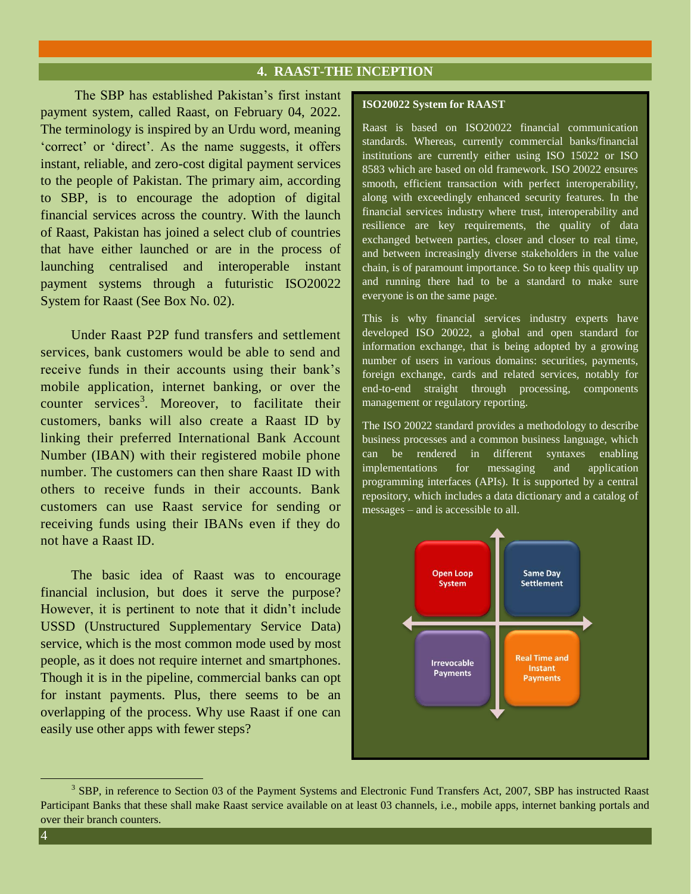## 4. RAAST-THE INCEPTION

The SBP has established Pakistan's first instant payment system, called Raast, on February 04, 2022. The terminology is inspired by an Urdu word, meaning 'correct' or 'direct'. As the name suggests, it offers instant, reliable, and zero-cost digital payment services to the people of Pakistan. The primary aim, according to SBP, is to encourage the adoption of digital financial services across the country. With the launch of Raast, Pakistan has joined a select club of countries that have either launched or are in the process of launching centralised and interoperable instant payment systems through a futuristic ISO20022 System for Raast (See Box No. 02).

Under Raast P2P fund transfers and settlement services, bank customers would be able to send and receive funds in their accounts using their bank's mobile application, internet banking, or over the counter services[3]. Moreover, to facilitate their customers, banks will also create a Raast ID by linking their preferred International Bank Account Number (IBAN) with their registered mobile phone number. The customers can then share Raast ID with others to receive funds in their accounts. Bank customers can use Raast service for sending or receiving funds using their IBANs even if they do not have a Raast ID.

The basic idea of Raast was to encourage financial inclusion, but does it serve the purpose? However, it is pertinent to note that it didn't include USSD (Unstructured Supplementary Service Data) service, which is the most common mode used by most people, as it does not require internet and smartphones. Though it is in the pipeline, commercial banks can opt for instant payments. Plus, there seems to be an overlapping of the process. Why use Raast if one can easily use other apps with fewer steps?

**ISO20022 System for RAAST**

Raast is based on ISO20022 financial communication standards. Whereas, currently commercial banks/financial institutions are currently either using ISO 15022 or ISO 8583 which are based on old framework. ISO 20022 ensures smooth, efficient transaction with perfect interoperability, along with exceedingly enhanced security features. In the financial services industry where trust, interoperability and resilience are key requirements, the quality of data exchanged between parties, closer and closer to real time, and between increasingly diverse stakeholders in the value chain, is of paramount importance. So to keep this quality up and running there had to be a standard to make sure everyone is on the same page.

This is why financial services industry experts have developed ISO 20022, a global and open standard for information exchange, that is being adopted by a growing number of users in various domains: securities, payments, foreign exchange, cards and related services, notably for end-to-end straight through processing, components management or regulatory reporting.

The ISO 20022 standard provides a methodology to describe business processes and a common business language, which can be rendered in different syntaxes enabling implementations for messaging and application programming interfaces (APIs). It is supported by a central repository, which includes a data dictionary and a catalog of messages – and is accessible to all.

- Open Loop System
- Same Day Settlement
- Irrevocable Payments
- Real Time and Instant Payments

[3] SBP, in reference to Section 03 of the Payment Systems and Electronic Fund Transfers Act, 2007, SBP has instructed Raast Participant Banks that these shall make Raast service available on at least 03 channels, i.e., mobile apps, internet banking portals and over their branch counters.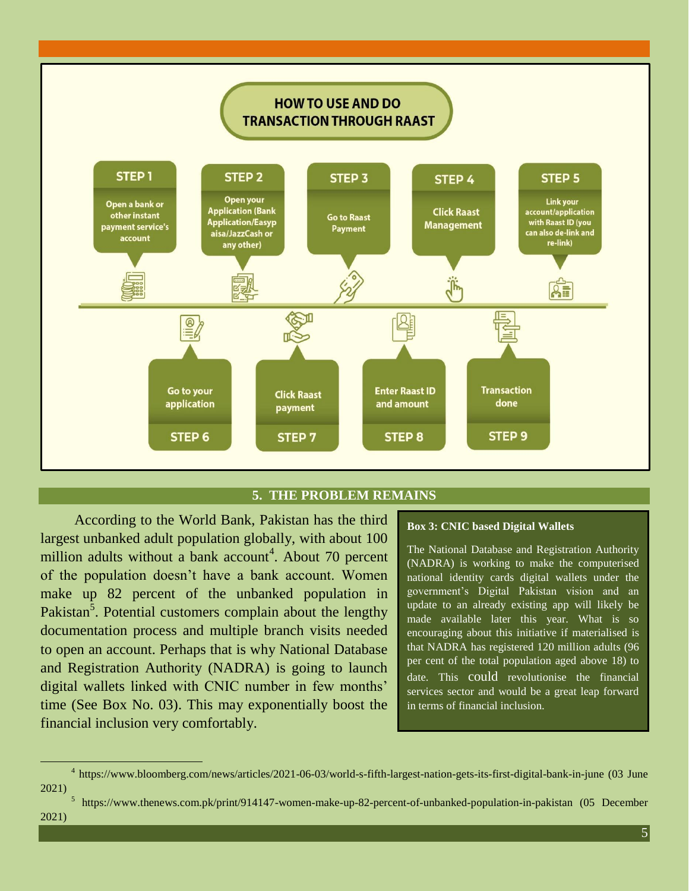## HOW TO USE AND DO TRANSACTION THROUGH RAAST

**STEP 1** – Open a bank or other instant payment service's account

**STEP 2** – Open your Application (Bank Application/Easypaisa/JazzCash or any other)

**STEP 3** – Go to Raast Payment

**STEP 4** – Click Raast Management

**STEP 5** – Link your account/application with Raast ID (you can also de-link and re-link)

**STEP 6** – Go to your application

**STEP 7** – Click Raast payment

**STEP 8** – Enter Raast ID and amount

**STEP 9** – Transaction done

## 5. THE PROBLEM REMAINS

According to the World Bank, Pakistan has the third largest unbanked adult population globally, with about 100 million adults without a bank account[4]. About 70 percent of the population doesn't have a bank account. Women make up 82 percent of the unbanked population in Pakistan[5]. Potential customers complain about the lengthy documentation process and multiple branch visits needed to open an account. Perhaps that is why National Database and Registration Authority (NADRA) is going to launch digital wallets linked with CNIC number in few months' time (See Box No. 03). This may exponentially boost the financial inclusion very comfortably.

> **Box 3: CNIC based Digital Wallets**
>
> The National Database and Registration Authority (NADRA) is working to make the computerised national identity cards digital wallets under the government's Digital Pakistan vision and an update to an already existing app will likely be made available later this year. What is so encouraging about this initiative if materialised is that NADRA has registered 120 million adults (96 per cent of the total population aged above 18) to date. This could revolutionise the financial services sector and would be a great leap forward in terms of financial inclusion.

---

[4] https://www.bloomberg.com/news/articles/2021-06-03/world-s-fifth-largest-nation-gets-its-first-digital-bank-in-june (03 June 2021)

[5] https://www.thenews.com.pk/print/914147-women-make-up-82-percent-of-unbanked-population-in-pakistan (05 December 2021)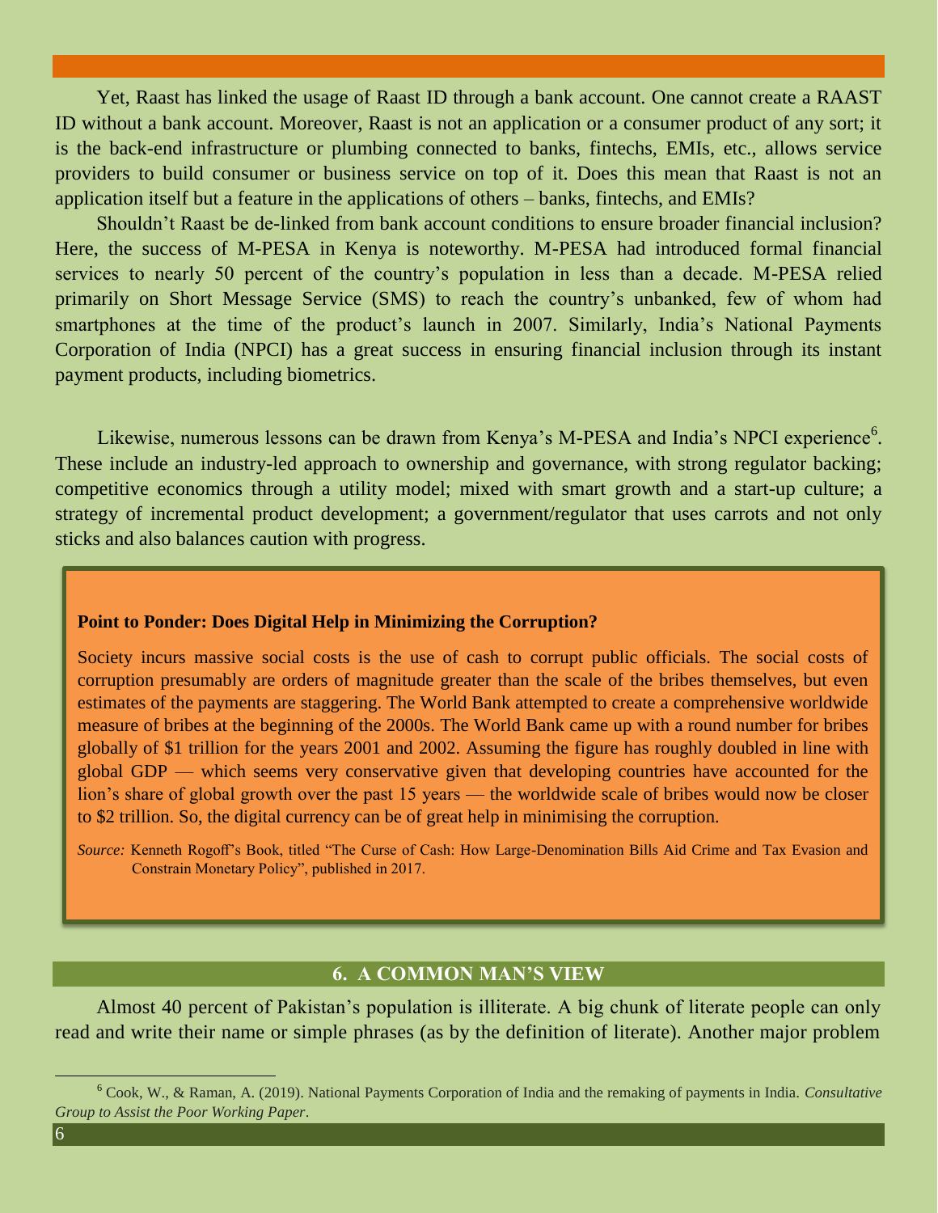Yet, Raast has linked the usage of Raast ID through a bank account. One cannot create a RAAST ID without a bank account. Moreover, Raast is not an application or a consumer product of any sort; it is the back-end infrastructure or plumbing connected to banks, fintechs, EMIs, etc., allows service providers to build consumer or business service on top of it. Does this mean that Raast is not an application itself but a feature in the applications of others – banks, fintechs, and EMIs?

Shouldn't Raast be de-linked from bank account conditions to ensure broader financial inclusion? Here, the success of M-PESA in Kenya is noteworthy. M-PESA had introduced formal financial services to nearly 50 percent of the country's population in less than a decade. M-PESA relied primarily on Short Message Service (SMS) to reach the country's unbanked, few of whom had smartphones at the time of the product's launch in 2007. Similarly, India's National Payments Corporation of India (NPCI) has a great success in ensuring financial inclusion through its instant payment products, including biometrics.

Likewise, numerous lessons can be drawn from Kenya's M-PESA and India's NPCI experience[6]. These include an industry-led approach to ownership and governance, with strong regulator backing; competitive economics through a utility model; mixed with smart growth and a start-up culture; a strategy of incremental product development; a government/regulator that uses carrots and not only sticks and also balances caution with progress.

**Point to Ponder: Does Digital Help in Minimizing the Corruption?**

Society incurs massive social costs is the use of cash to corrupt public officials. The social costs of corruption presumably are orders of magnitude greater than the scale of the bribes themselves, but even estimates of the payments are staggering. The World Bank attempted to create a comprehensive worldwide measure of bribes at the beginning of the 2000s. The World Bank came up with a round number for bribes globally of $1 trillion for the years 2001 and 2002. Assuming the figure has roughly doubled in line with global GDP — which seems very conservative given that developing countries have accounted for the lion's share of global growth over the past 15 years — the worldwide scale of bribes would now be closer to $2 trillion. So, the digital currency can be of great help in minimising the corruption.

*Source:* Kenneth Rogoff's Book, titled "The Curse of Cash: How Large-Denomination Bills Aid Crime and Tax Evasion and Constrain Monetary Policy", published in 2017.

## 6. A COMMON MAN'S VIEW

Almost 40 percent of Pakistan's population is illiterate. A big chunk of literate people can only read and write their name or simple phrases (as by the definition of literate). Another major problem

---

[6] Cook, W., & Raman, A. (2019). National Payments Corporation of India and the remaking of payments in India. *Consultative Group to Assist the Poor Working Paper*.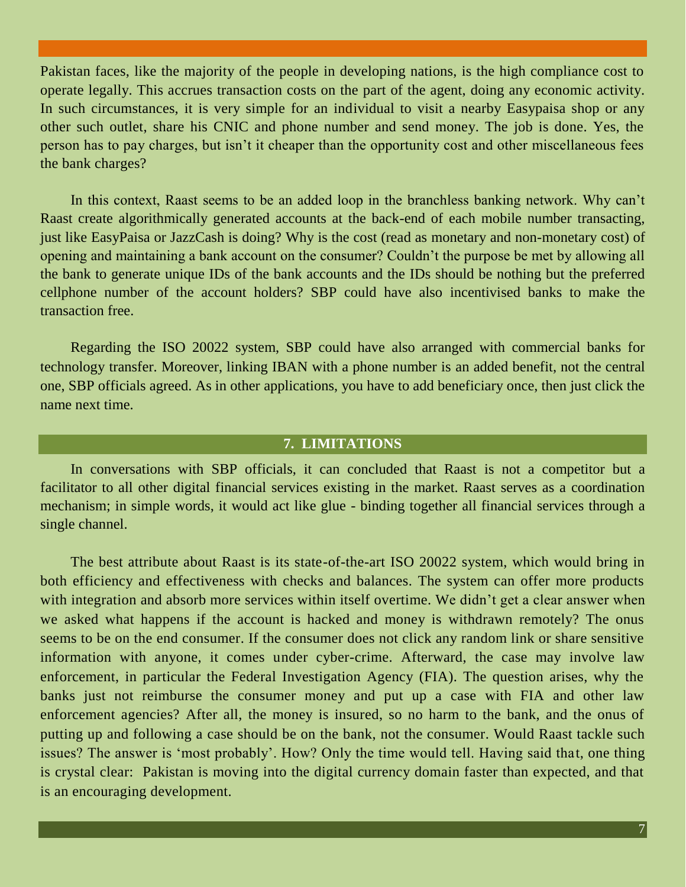Pakistan faces, like the majority of the people in developing nations, is the high compliance cost to operate legally. This accrues transaction costs on the part of the agent, doing any economic activity. In such circumstances, it is very simple for an individual to visit a nearby Easypaisa shop or any other such outlet, share his CNIC and phone number and send money. The job is done. Yes, the person has to pay charges, but isn't it cheaper than the opportunity cost and other miscellaneous fees the bank charges?

In this context, Raast seems to be an added loop in the branchless banking network. Why can't Raast create algorithmically generated accounts at the back-end of each mobile number transacting, just like EasyPaisa or JazzCash is doing? Why is the cost (read as monetary and non-monetary cost) of opening and maintaining a bank account on the consumer? Couldn't the purpose be met by allowing all the bank to generate unique IDs of the bank accounts and the IDs should be nothing but the preferred cellphone number of the account holders? SBP could have also incentivised banks to make the transaction free.

Regarding the ISO 20022 system, SBP could have also arranged with commercial banks for technology transfer. Moreover, linking IBAN with a phone number is an added benefit, not the central one, SBP officials agreed. As in other applications, you have to add beneficiary once, then just click the name next time.

## 7. LIMITATIONS

In conversations with SBP officials, it can concluded that Raast is not a competitor but a facilitator to all other digital financial services existing in the market. Raast serves as a coordination mechanism; in simple words, it would act like glue - binding together all financial services through a single channel.

The best attribute about Raast is its state-of-the-art ISO 20022 system, which would bring in both efficiency and effectiveness with checks and balances. The system can offer more products with integration and absorb more services within itself overtime. We didn't get a clear answer when we asked what happens if the account is hacked and money is withdrawn remotely? The onus seems to be on the end consumer. If the consumer does not click any random link or share sensitive information with anyone, it comes under cyber-crime. Afterward, the case may involve law enforcement, in particular the Federal Investigation Agency (FIA). The question arises, why the banks just not reimburse the consumer money and put up a case with FIA and other law enforcement agencies? After all, the money is insured, so no harm to the bank, and the onus of putting up and following a case should be on the bank, not the consumer. Would Raast tackle such issues? The answer is 'most probably'. How? Only the time would tell. Having said that, one thing is crystal clear: Pakistan is moving into the digital currency domain faster than expected, and that is an encouraging development.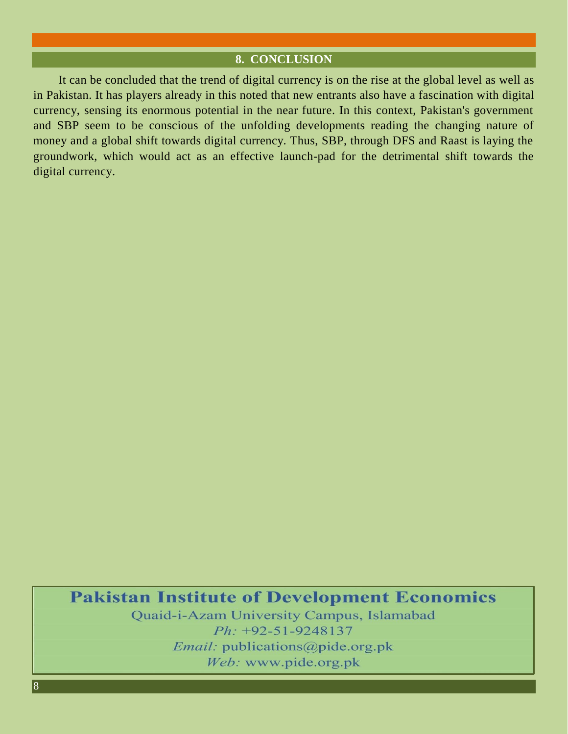## 8. CONCLUSION

It can be concluded that the trend of digital currency is on the rise at the global level as well as in Pakistan. It has players already in this noted that new entrants also have a fascination with digital currency, sensing its enormous potential in the near future. In this context, Pakistan's government and SBP seem to be conscious of the unfolding developments reading the changing nature of money and a global shift towards digital currency. Thus, SBP, through DFS and Raast is laying the groundwork, which would act as an effective launch-pad for the detrimental shift towards the digital currency.

**Pakistan Institute of Development Economics**

Quaid-i-Azam University Campus, Islamabad

*Ph:* +92-51-9248137

*Email:* publications@pide.org.pk

*Web:* www.pide.org.pk